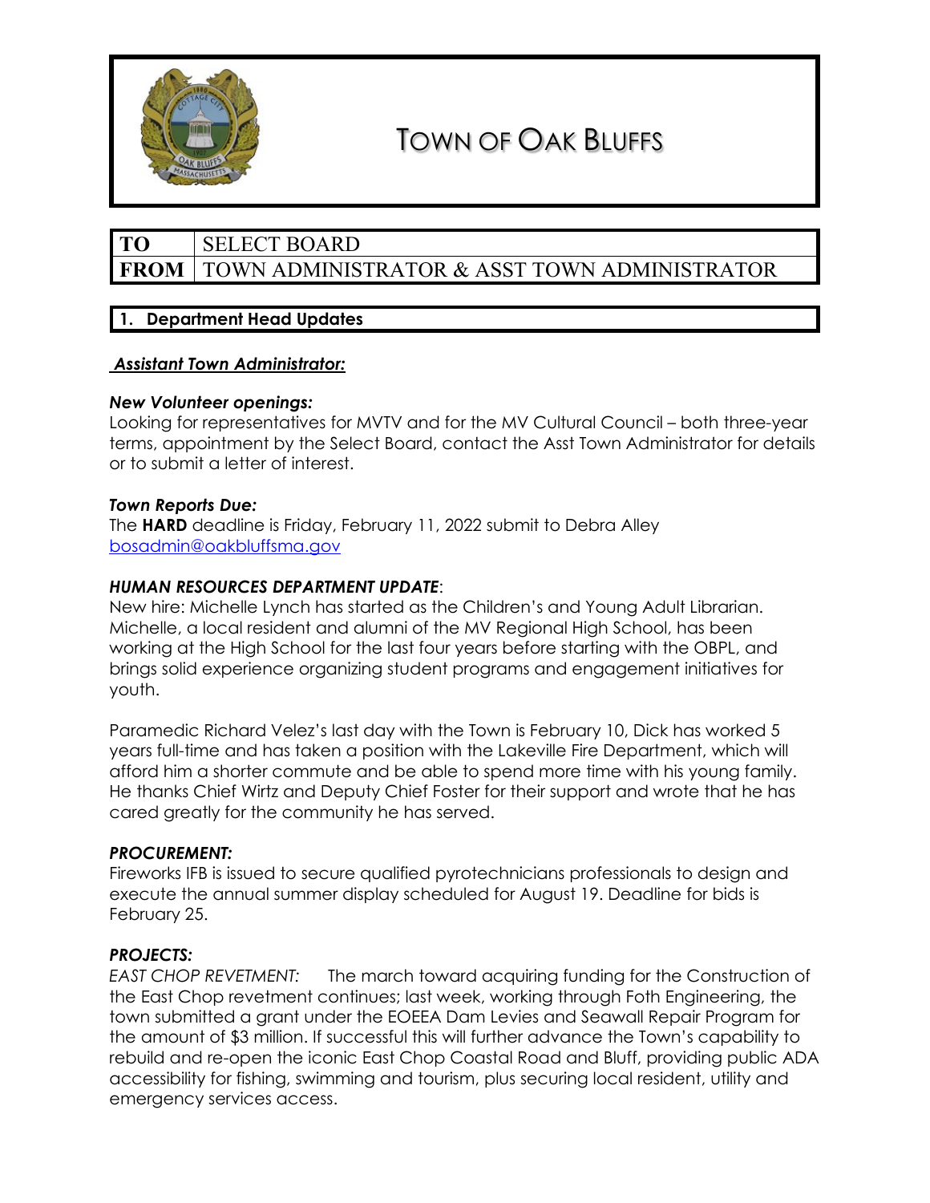# TOWN OF OAK BLUFFS

| TO | SELECT BOARD |
|---|---|
| FROM | TOWN ADMINISTRATOR & ASST TOWN ADMINISTRATOR |

## 1. Department Head Updates

***Assistant Town Administrator:***

***New Volunteer openings:***
Looking for representatives for MVTV and for the MV Cultural Council – both three-year terms, appointment by the Select Board, contact the Asst Town Administrator for details or to submit a letter of interest.

***Town Reports Due:***
The **HARD** deadline is Friday, February 11, 2022 submit to Debra Alley bosadmin@oakbluffsma.gov

***HUMAN RESOURCES DEPARTMENT UPDATE***:
New hire: Michelle Lynch has started as the Children's and Young Adult Librarian. Michelle, a local resident and alumni of the MV Regional High School, has been working at the High School for the last four years before starting with the OBPL, and brings solid experience organizing student programs and engagement initiatives for youth.

Paramedic Richard Velez's last day with the Town is February 10, Dick has worked 5 years full-time and has taken a position with the Lakeville Fire Department, which will afford him a shorter commute and be able to spend more time with his young family. He thanks Chief Wirtz and Deputy Chief Foster for their support and wrote that he has cared greatly for the community he has served.

***PROCUREMENT:***
Fireworks IFB is issued to secure qualified pyrotechnicians professionals to design and execute the annual summer display scheduled for August 19. Deadline for bids is February 25.

***PROJECTS:***
*EAST CHOP REVETMENT:* The march toward acquiring funding for the Construction of the East Chop revetment continues; last week, working through Foth Engineering, the town submitted a grant under the EOEEA Dam Levies and Seawall Repair Program for the amount of $3 million. If successful this will further advance the Town's capability to rebuild and re-open the iconic East Chop Coastal Road and Bluff, providing public ADA accessibility for fishing, swimming and tourism, plus securing local resident, utility and emergency services access.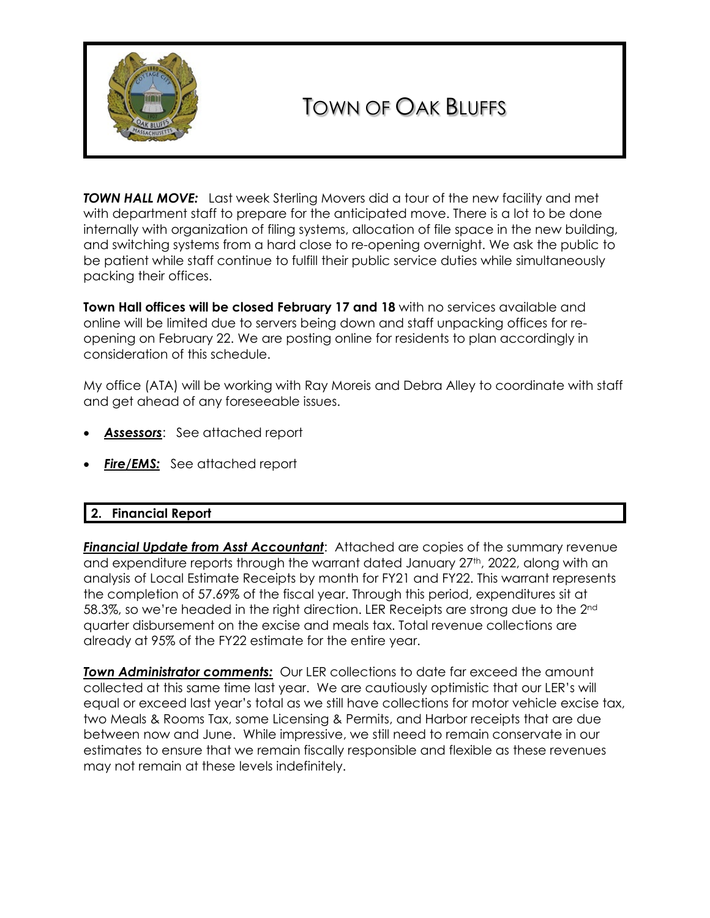# TOWN OF OAK BLUFFS

***TOWN HALL MOVE:*** Last week Sterling Movers did a tour of the new facility and met with department staff to prepare for the anticipated move. There is a lot to be done internally with organization of filing systems, allocation of file space in the new building, and switching systems from a hard close to re-opening overnight. We ask the public to be patient while staff continue to fulfill their public service duties while simultaneously packing their offices.

**Town Hall offices will be closed February 17 and 18** with no services available and online will be limited due to servers being down and staff unpacking offices for re-opening on February 22. We are posting online for residents to plan accordingly in consideration of this schedule.

My office (ATA) will be working with Ray Moreis and Debra Alley to coordinate with staff and get ahead of any foreseeable issues.

- ***Assessors***: See attached report
- ***Fire/EMS:*** See attached report

## 2. Financial Report

***Financial Update from Asst Accountant***: Attached are copies of the summary revenue and expenditure reports through the warrant dated January 27th, 2022, along with an analysis of Local Estimate Receipts by month for FY21 and FY22. This warrant represents the completion of 57.69% of the fiscal year. Through this period, expenditures sit at 58.3%, so we're headed in the right direction. LER Receipts are strong due to the 2nd quarter disbursement on the excise and meals tax. Total revenue collections are already at 95% of the FY22 estimate for the entire year.

***Town Administrator comments:*** Our LER collections to date far exceed the amount collected at this same time last year. We are cautiously optimistic that our LER's will equal or exceed last year's total as we still have collections for motor vehicle excise tax, two Meals & Rooms Tax, some Licensing & Permits, and Harbor receipts that are due between now and June. While impressive, we still need to remain conservate in our estimates to ensure that we remain fiscally responsible and flexible as these revenues may not remain at these levels indefinitely.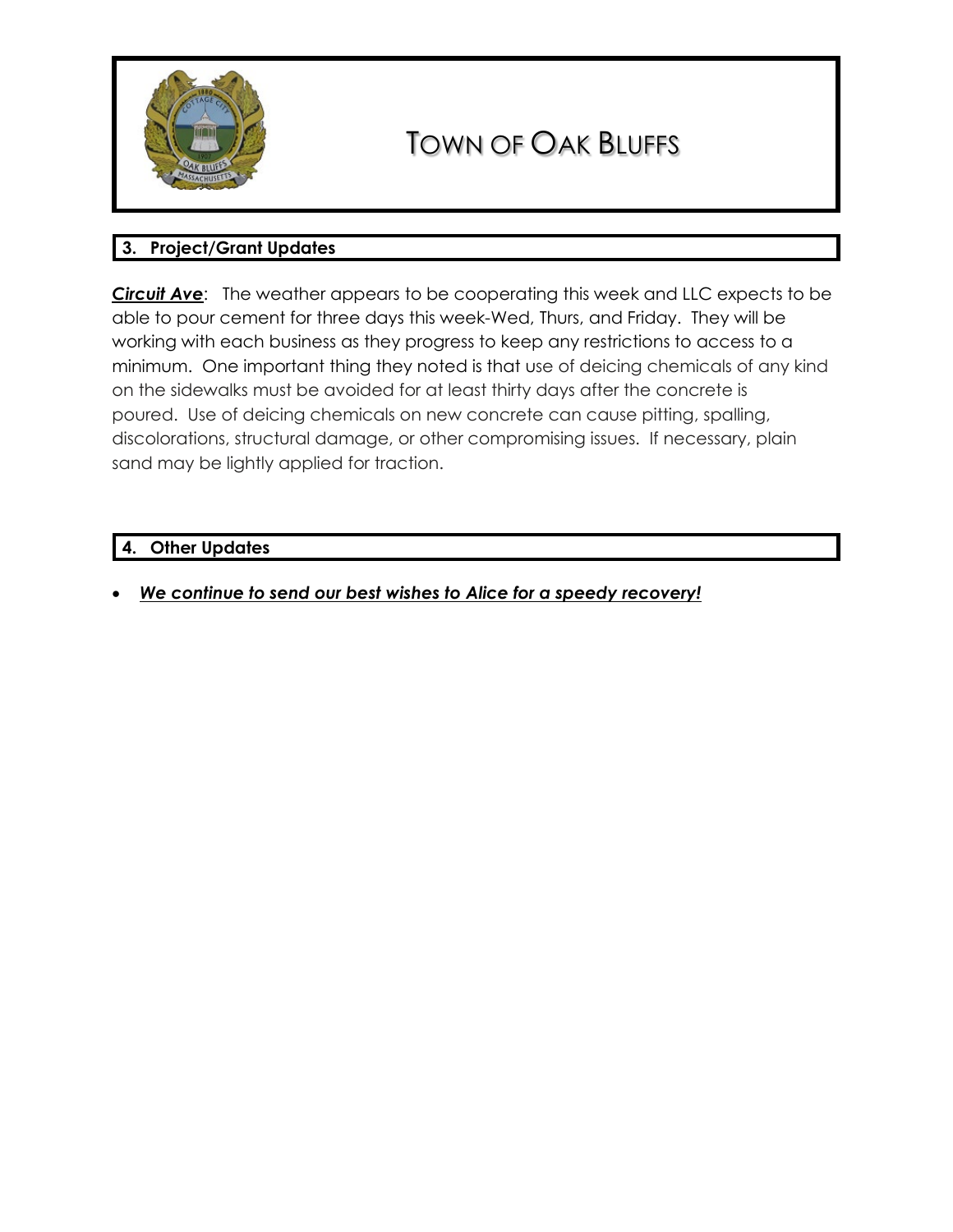# TOWN OF OAK BLUFFS

## 3. Project/Grant Updates

***Circuit Ave***: The weather appears to be cooperating this week and LLC expects to be able to pour cement for three days this week-Wed, Thurs, and Friday. They will be working with each business as they progress to keep any restrictions to access to a minimum. One important thing they noted is that use of deicing chemicals of any kind on the sidewalks must be avoided for at least thirty days after the concrete is poured. Use of deicing chemicals on new concrete can cause pitting, spalling, discolorations, structural damage, or other compromising issues. If necessary, plain sand may be lightly applied for traction.

## 4. Other Updates

- ***We continue to send our best wishes to Alice for a speedy recovery!***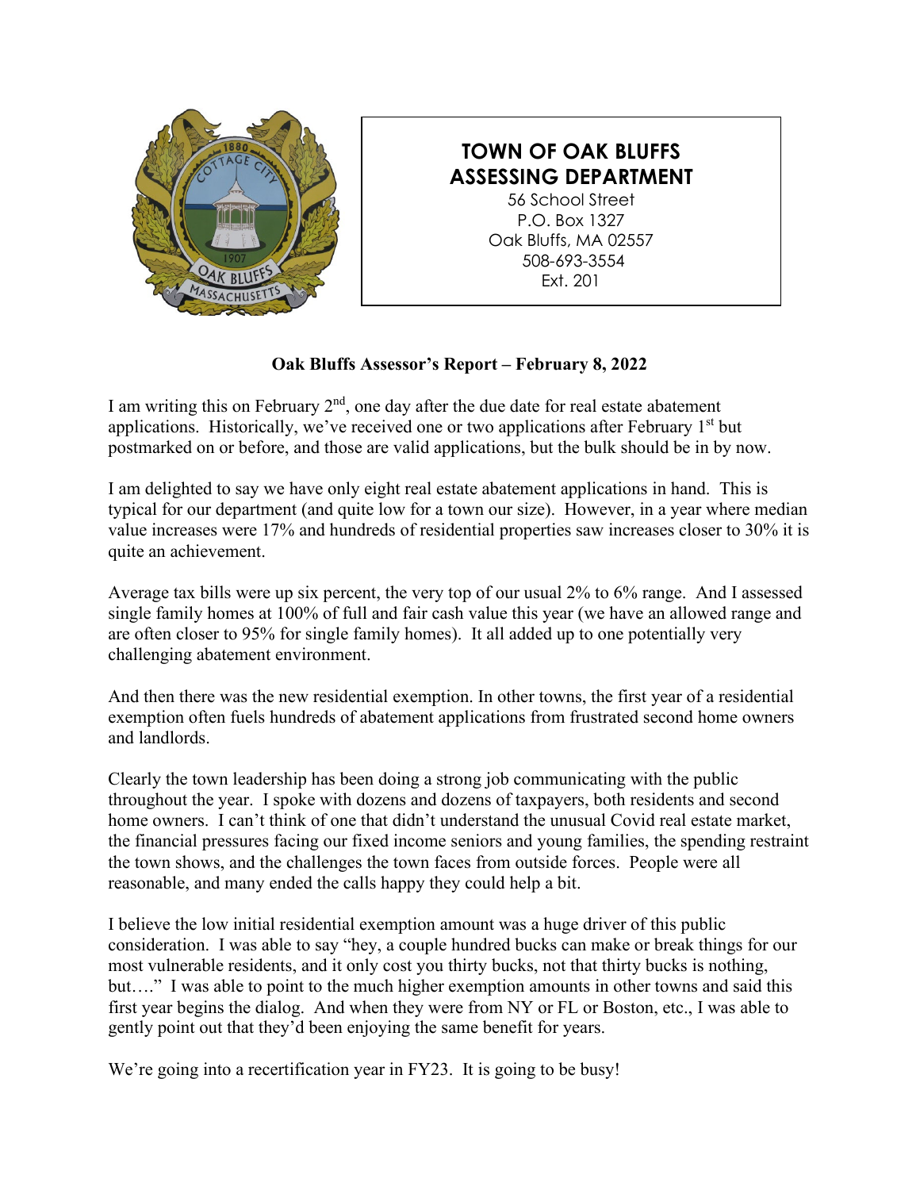**TOWN OF OAK BLUFFS**
**ASSESSING DEPARTMENT**
56 School Street
P.O. Box 1327
Oak Bluffs, MA 02557
508-693-3554
Ext. 201

## Oak Bluffs Assessor's Report – February 8, 2022

I am writing this on February 2nd, one day after the due date for real estate abatement applications. Historically, we've received one or two applications after February 1st but postmarked on or before, and those are valid applications, but the bulk should be in by now.

I am delighted to say we have only eight real estate abatement applications in hand. This is typical for our department (and quite low for a town our size). However, in a year where median value increases were 17% and hundreds of residential properties saw increases closer to 30% it is quite an achievement.

Average tax bills were up six percent, the very top of our usual 2% to 6% range. And I assessed single family homes at 100% of full and fair cash value this year (we have an allowed range and are often closer to 95% for single family homes). It all added up to one potentially very challenging abatement environment.

And then there was the new residential exemption. In other towns, the first year of a residential exemption often fuels hundreds of abatement applications from frustrated second home owners and landlords.

Clearly the town leadership has been doing a strong job communicating with the public throughout the year. I spoke with dozens and dozens of taxpayers, both residents and second home owners. I can't think of one that didn't understand the unusual Covid real estate market, the financial pressures facing our fixed income seniors and young families, the spending restraint the town shows, and the challenges the town faces from outside forces. People were all reasonable, and many ended the calls happy they could help a bit.

I believe the low initial residential exemption amount was a huge driver of this public consideration. I was able to say "hey, a couple hundred bucks can make or break things for our most vulnerable residents, and it only cost you thirty bucks, not that thirty bucks is nothing, but…." I was able to point to the much higher exemption amounts in other towns and said this first year begins the dialog. And when they were from NY or FL or Boston, etc., I was able to gently point out that they'd been enjoying the same benefit for years.

We're going into a recertification year in FY23. It is going to be busy!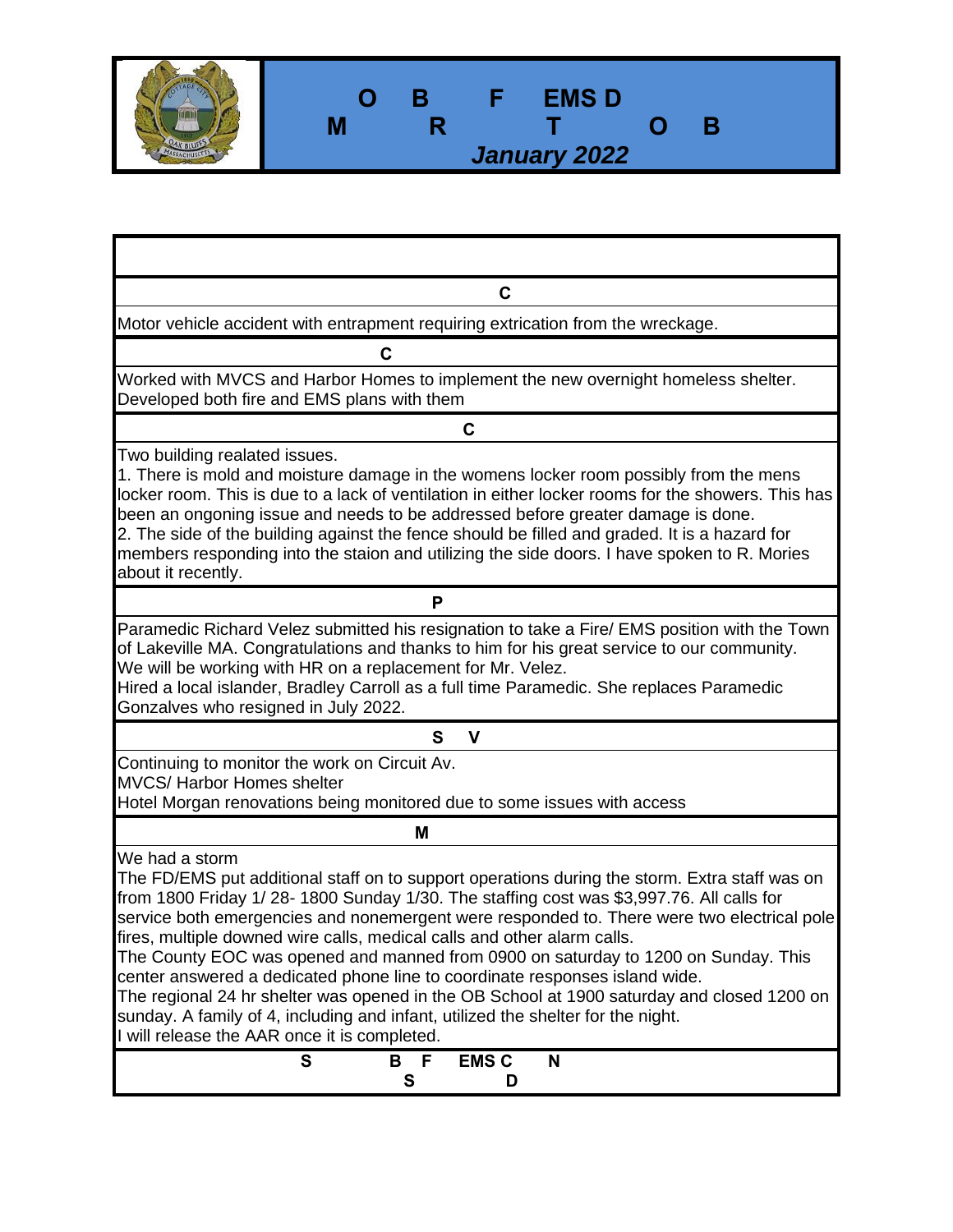# O B F EMS D
# M R T O B
## *January 2022*

**C**

Motor vehicle accident with entrapment requiring extrication from the wreckage.

**C**

Worked with MVCS and Harbor Homes to implement the new overnight homeless shelter. Developed both fire and EMS plans with them

**C**

Two building realated issues.
1. There is mold and moisture damage in the womens locker room possibly from the mens locker room. This is due to a lack of ventilation in either locker rooms for the showers. This has been an ongoing issue and needs to be addressed before greater damage is done.
2. The side of the building against the fence should be filled and graded. It is a hazard for members responding into the staion and utilizing the side doors. I have spoken to R. Mories about it recently.

**P**

Paramedic Richard Velez submitted his resignation to take a Fire/ EMS position with the Town of Lakeville MA. Congratulations and thanks to him for his great service to our community.
We will be working with HR on a replacement for Mr. Velez.
Hired a local islander, Bradley Carroll as a full time Paramedic. She replaces Paramedic Gonzalves who resigned in July 2022.

**S V**

Continuing to monitor the work on Circuit Av.
MVCS/ Harbor Homes shelter
Hotel Morgan renovations being monitored due to some issues with access

**M**

We had a storm
The FD/EMS put additional staff on to support operations during the storm. Extra staff was on from 1800 Friday 1/ 28- 1800 Sunday 1/30. The staffing cost was $3,997.76. All calls for service both emergencies and nonemergent were responded to. There were two electrical pole fires, multiple downed wire calls, medical calls and other alarm calls.
The County EOC was opened and manned from 0900 on saturday to 1200 on Sunday. This center answered a dedicated phone line to coordinate responses island wide.
The regional 24 hr shelter was opened in the OB School at 1900 saturday and closed 1200 on sunday. A family of 4, including and infant, utilized the shelter for the night.
I will release the AAR once it is completed.

**S B F EMS C N**
**S D**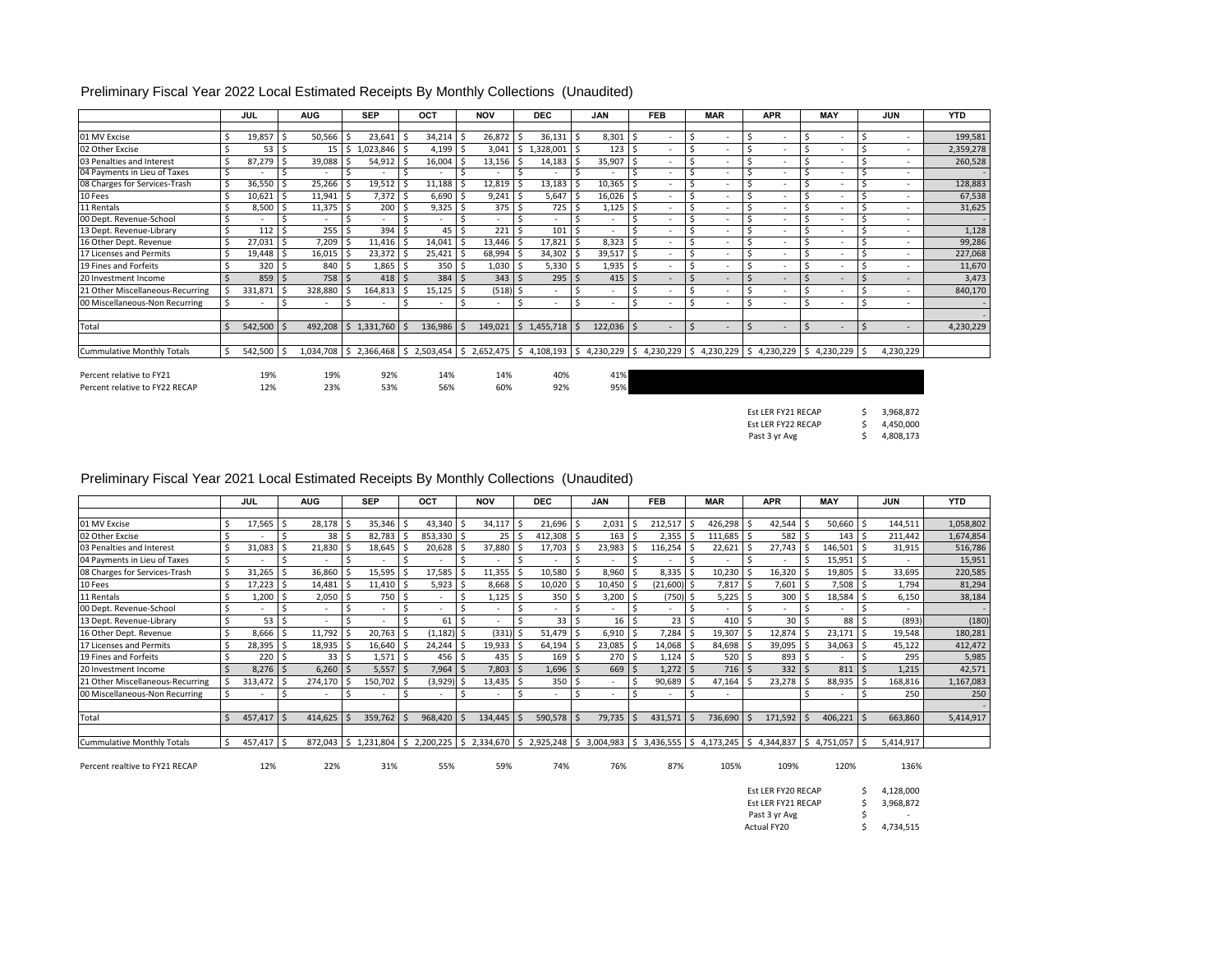## Preliminary Fiscal Year 2022 Local Estimated Receipts By Monthly Collections (Unaudited)

| | JUL | AUG | SEP | OCT | NOV | DEC | JAN | FEB | MAR | APR | MAY | JUN | YTD |
|---|---|---|---|---|---|---|---|---|---|---|---|---|---|
| 01 MV Excise | $ 19,857 | $ 50,566 | $ 23,641 | $ 34,214 | $ 26,872 | $ 36,131 | $ 8,301 | $ - | $ - | $ - | $ - | $ - | 199,581 |
| 02 Other Excise | $ 53 | $ 15 | $ 1,023,846 | $ 4,199 | $ 3,041 | $ 1,328,001 | $ 123 | $ - | $ - | $ - | $ - | $ - | 2,359,278 |
| 03 Penalties and Interest | $ 87,279 | $ 39,088 | $ 54,912 | $ 16,004 | $ 13,156 | $ 14,183 | $ 35,907 | $ - | $ - | $ - | $ - | $ - | 260,528 |
| 04 Payments in Lieu of Taxes | $ - | $ - | $ - | $ - | $ - | $ - | $ - | $ - | $ - | $ - | $ - | $ - | - |
| 08 Charges for Services-Trash | $ 36,550 | $ 25,266 | $ 19,512 | $ 11,188 | $ 12,819 | $ 13,183 | $ 10,365 | $ - | $ - | $ - | $ - | $ - | 128,883 |
| 10 Fees | $ 10,621 | $ 11,941 | $ 7,372 | $ 6,690 | $ 9,241 | $ 5,647 | $ 16,026 | $ - | $ - | $ - | $ - | $ - | 67,538 |
| 11 Rentals | $ 8,500 | $ 11,375 | $ 200 | $ 9,325 | $ 375 | $ 725 | $ 1,125 | $ - | $ - | $ - | $ - | $ - | 31,625 |
| 00 Dept. Revenue-School | $ - | $ - | $ - | $ - | $ - | $ - | $ - | $ - | $ - | $ - | $ - | $ - | - |
| 13 Dept. Revenue-Library | $ 112 | $ 255 | $ 394 | $ 45 | $ 221 | $ 101 | $ - | $ - | $ - | $ - | $ - | $ - | 1,128 |
| 16 Other Dept. Revenue | $ 27,031 | $ 7,209 | $ 11,416 | $ 14,041 | $ 13,446 | $ 17,821 | $ 8,323 | $ - | $ - | $ - | $ - | $ - | 99,286 |
| 17 Licenses and Permits | $ 19,448 | $ 16,015 | $ 23,372 | $ 25,421 | $ 68,994 | $ 34,302 | $ 39,517 | $ - | $ - | $ - | $ - | $ - | 227,068 |
| 19 Fines and Forfeits | $ 320 | $ 840 | $ 1,865 | $ 350 | $ 1,030 | $ 5,330 | $ 1,935 | $ - | $ - | $ - | $ - | $ - | 11,670 |
| 20 Investment Income | $ 859 | $ 758 | $ 418 | $ 384 | $ 343 | $ 295 | $ 415 | $ - | $ - | $ - | $ - | $ - | 3,473 |
| 21 Other Miscellaneous-Recurring | $ 331,871 | $ 328,880 | $ 164,813 | $ 15,125 | $ (518) | $ - | $ - | $ - | $ - | $ - | $ - | $ - | 840,170 |
| 00 Miscellaneous-Non Recurring | $ - | $ - | $ - | $ - | $ - | $ - | $ - | $ - | $ - | $ - | $ - | $ - | - |
| | | | | | | | | | | | | | - |
| Total | $ 542,500 | $ 492,208 | $ 1,331,760 | $ 136,986 | $ 149,021 | $ 1,455,718 | $ 122,036 | $ - | $ - | $ - | $ - | $ - | 4,230,229 |
| Cummulative Monthly Totals | $ 542,500 | $ 1,034,708 | $ 2,366,468 | $ 2,503,454 | $ 2,652,475 | $ 4,108,193 | $ 4,230,229 | $ 4,230,229 | $ 4,230,229 | $ 4,230,229 | $ 4,230,229 | $ 4,230,229 | |
| Percent relative to FY21 | 19% | 19% | 92% | 14% | 14% | 40% | 41% | | | | | | |
| Percent relative to FY22 RECAP | 12% | 23% | 53% | 56% | 60% | 92% | 95% | | | | | | |

| | |
|---|---|
| Est LER FY21 RECAP | $ 3,968,872 |
| Est LER FY22 RECAP | $ 4,450,000 |
| Past 3 yr Avg | $ 4,808,173 |

## Preliminary Fiscal Year 2021 Local Estimated Receipts By Monthly Collections (Unaudited)

| | JUL | AUG | SEP | OCT | NOV | DEC | JAN | FEB | MAR | APR | MAY | JUN | YTD |
|---|---|---|---|---|---|---|---|---|---|---|---|---|---|
| 01 MV Excise | $ 17,565 | $ 28,178 | $ 35,346 | $ 43,340 | $ 34,117 | $ 21,696 | $ 2,031 | $ 212,517 | $ 426,298 | $ 42,544 | $ 50,660 | $ 144,511 | 1,058,802 |
| 02 Other Excise | $ - | $ 38 | $ 82,783 | $ 853,330 | $ 25 | $ 412,308 | $ 163 | $ 2,355 | $ 111,685 | $ 582 | $ 143 | $ 211,442 | 1,674,854 |
| 03 Penalties and Interest | $ 31,083 | $ 21,830 | $ 18,645 | $ 20,628 | $ 37,880 | $ 17,703 | $ 23,983 | $ 116,254 | $ 22,621 | $ 27,743 | $ 146,501 | $ 31,915 | 516,786 |
| 04 Payments in Lieu of Taxes | $ - | $ - | $ - | $ - | $ - | $ - | $ - | $ - | $ - | $ - | $ 15,951 | $ - | 15,951 |
| 08 Charges for Services-Trash | $ 31,265 | $ 36,860 | $ 15,595 | $ 17,585 | $ 11,355 | $ 10,580 | $ 8,960 | $ 8,335 | $ 10,230 | $ 16,320 | $ 19,805 | $ 33,695 | 220,585 |
| 10 Fees | $ 17,223 | $ 14,481 | $ 11,410 | $ 5,923 | $ 8,668 | $ 10,020 | $ 10,450 | $ (21,600) | $ 7,817 | $ 7,601 | $ 7,508 | $ 1,794 | 81,294 |
| 11 Rentals | $ 1,200 | $ 2,050 | $ 750 | $ - | $ 1,125 | $ 350 | $ 3,200 | $ (750) | $ 5,225 | $ 300 | $ 18,584 | $ 6,150 | 38,184 |
| 00 Dept. Revenue-School | $ - | $ - | $ - | $ - | $ - | $ - | $ - | $ - | $ - | $ - | $ - | $ - | - |
| 13 Dept. Revenue-Library | $ 53 | $ - | $ - | $ 61 | $ - | $ 33 | $ 16 | $ 23 | $ 410 | $ 30 | $ 88 | $ (893) | (180) |
| 16 Other Dept. Revenue | $ 8,666 | $ 11,792 | $ 20,763 | $ (1,182) | $ (331) | $ 51,479 | $ 6,910 | $ 7,284 | $ 19,307 | $ 12,874 | $ 23,171 | $ 19,548 | 180,281 |
| 17 Licenses and Permits | $ 28,395 | $ 18,935 | $ 16,640 | $ 24,244 | $ 19,933 | $ 64,194 | $ 23,085 | $ 14,068 | $ 84,698 | $ 39,095 | $ 34,063 | $ 45,122 | 412,472 |
| 19 Fines and Forfeits | $ 220 | $ 33 | $ 1,571 | $ 456 | $ 435 | $ 169 | $ 270 | $ 1,124 | $ 520 | $ 893 | $ - | $ 295 | 5,985 |
| 20 Investment Income | $ 8,276 | $ 6,260 | $ 5,557 | $ 7,964 | $ 7,803 | $ 1,696 | $ 669 | $ 1,272 | $ 716 | $ 332 | $ 811 | $ 1,215 | 42,571 |
| 21 Other Miscellaneous-Recurring | $ 313,472 | $ 274,170 | $ 150,702 | $ (3,929) | $ 13,435 | $ 350 | $ - | $ 90,689 | $ 47,164 | $ 23,278 | $ 88,935 | $ 168,816 | 1,167,083 |
| 00 Miscellaneous-Non Recurring | $ - | $ - | $ - | $ - | $ - | $ - | $ - | $ - | $ - | | $ - | $ 250 | 250 |
| | | | | | | | | | | | | | - |
| Total | $ 457,417 | $ 414,625 | $ 359,762 | $ 968,420 | $ 134,445 | $ 590,578 | $ 79,735 | $ 431,571 | $ 736,690 | $ 171,592 | $ 406,221 | $ 663,860 | 5,414,917 |
| Cummulative Monthly Totals | $ 457,417 | $ 872,043 | $ 1,231,804 | $ 2,200,225 | $ 2,334,670 | $ 2,925,248 | $ 3,004,983 | $ 3,436,555 | $ 4,173,245 | $ 4,344,837 | $ 4,751,057 | $ 5,414,917 | |
| Percent realtive to FY21 RECAP | 12% | 22% | 31% | 55% | 59% | 74% | 76% | 87% | 105% | 109% | 120% | 136% | |

| | |
|---|---|
| Est LER FY20 RECAP | $ 4,128,000 |
| Est LER FY21 RECAP | $ 3,968,872 |
| Past 3 yr Avg | $ - |
| Actual FY20 | $ 4,734,515 |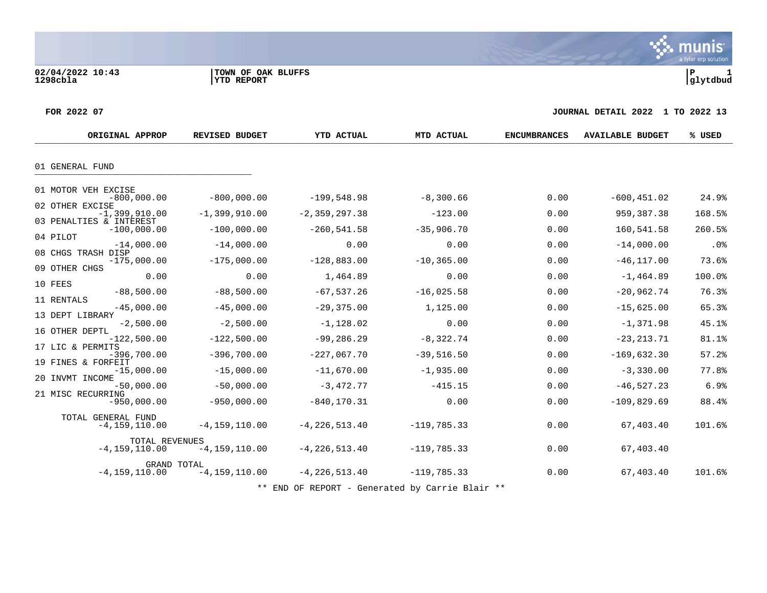02/04/2022 10:43 | TOWN OF OAK BLUFFS | P 1
1298cbla | YTD REPORT | glytdbud

**FOR 2022 07** | **JOURNAL DETAIL 2022 1 TO 2022 13**

| | ORIGINAL APPROP | REVISED BUDGET | YTD ACTUAL | MTD ACTUAL | ENCUMBRANCES | AVAILABLE BUDGET | % USED |
|---|---|---|---|---|---|---|---|
| **01 GENERAL FUND** | | | | | | | |
| 01 MOTOR VEH EXCISE | -800,000.00 | -800,000.00 | -199,548.98 | -8,300.66 | 0.00 | -600,451.02 | 24.9% |
| 02 OTHER EXCISE | -1,399,910.00 | -1,399,910.00 | -2,359,297.38 | -123.00 | 0.00 | 959,387.38 | 168.5% |
| 03 PENALTIES & INTEREST | -100,000.00 | -100,000.00 | -260,541.58 | -35,906.70 | 0.00 | 160,541.58 | 260.5% |
| 04 PILOT | -14,000.00 | -14,000.00 | 0.00 | 0.00 | 0.00 | -14,000.00 | .0% |
| 08 CHGS TRASH DISP | -175,000.00 | -175,000.00 | -128,883.00 | -10,365.00 | 0.00 | -46,117.00 | 73.6% |
| 09 OTHER CHGS | 0.00 | 0.00 | 1,464.89 | 0.00 | 0.00 | -1,464.89 | 100.0% |
| 10 FEES | -88,500.00 | -88,500.00 | -67,537.26 | -16,025.58 | 0.00 | -20,962.74 | 76.3% |
| 11 RENTALS | -45,000.00 | -45,000.00 | -29,375.00 | 1,125.00 | 0.00 | -15,625.00 | 65.3% |
| 13 DEPT LIBRARY | -2,500.00 | -2,500.00 | -1,128.02 | 0.00 | 0.00 | -1,371.98 | 45.1% |
| 16 OTHER DEPTL | -122,500.00 | -122,500.00 | -99,286.29 | -8,322.74 | 0.00 | -23,213.71 | 81.1% |
| 17 LIC & PERMITS | -396,700.00 | -396,700.00 | -227,067.70 | -39,516.50 | 0.00 | -169,632.30 | 57.2% |
| 19 FINES & FORFEIT | -15,000.00 | -15,000.00 | -11,670.00 | -1,935.00 | 0.00 | -3,330.00 | 77.8% |
| 20 INVMT INCOME | -50,000.00 | -50,000.00 | -3,472.77 | -415.15 | 0.00 | -46,527.23 | 6.9% |
| 21 MISC RECURRING | -950,000.00 | -950,000.00 | -840,170.31 | 0.00 | 0.00 | -109,829.69 | 88.4% |
| TOTAL GENERAL FUND | -4,159,110.00 | -4,159,110.00 | -4,226,513.40 | -119,785.33 | 0.00 | 67,403.40 | 101.6% |
| TOTAL REVENUES | -4,159,110.00 | -4,159,110.00 | -4,226,513.40 | -119,785.33 | 0.00 | 67,403.40 | |
| GRAND TOTAL | -4,159,110.00 | -4,159,110.00 | -4,226,513.40 | -119,785.33 | 0.00 | 67,403.40 | 101.6% |

** END OF REPORT - Generated by Carrie Blair **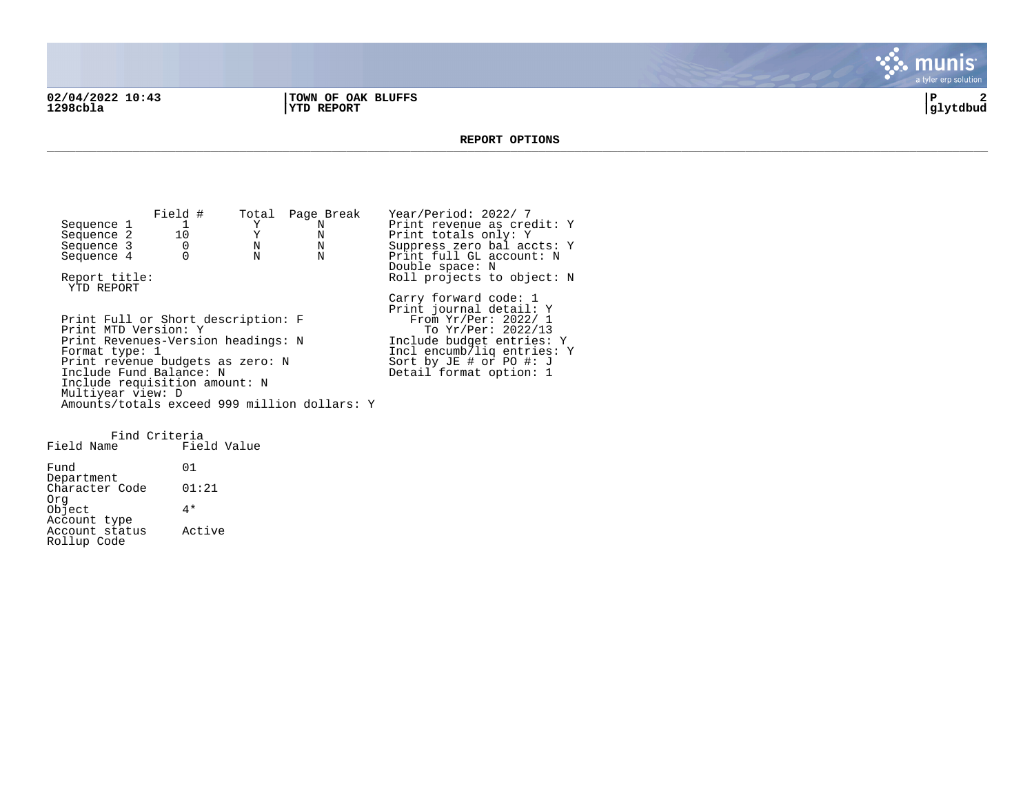02/04/2022 10:43 | TOWN OF OAK BLUFFS
1298cbla | YTD REPORT | glytdbud

## REPORT OPTIONS

| | Field # | Total | Page Break |
|---|---|---|---|
| Sequence 1 | 1 | Y | N |
| Sequence 2 | 10 | Y | N |
| Sequence 3 | 0 | N | N |
| Sequence 4 | 0 | N | N |

Report title:
YTD REPORT

Print Full or Short description: F
Print MTD Version: Y
Print Revenues-Version headings: N
Format type: 1
Print revenue budgets as zero: N
Include Fund Balance: N
Include requisition amount: N
Multiyear view: D
Amounts/totals exceed 999 million dollars: Y

Year/Period: 2022/ 7
Print revenue as credit: Y
Print totals only: Y
Suppress zero bal accts: Y
Print full GL account: N
Double space: N
Roll projects to object: N

Carry forward code: 1
Print journal detail: Y
From Yr/Per: 2022/ 1
To Yr/Per: 2022/13
Include budget entries: Y
Incl encumb/liq entries: Y
Sort by JE # or PO #: J
Detail format option: 1

Find Criteria

| Field Name | Field Value |
|---|---|
| Fund | 01 |
| Department | |
| Character Code | 01:21 |
| Org | |
| Object | 4* |
| Account type | |
| Account status | Active |
| Rollup Code | |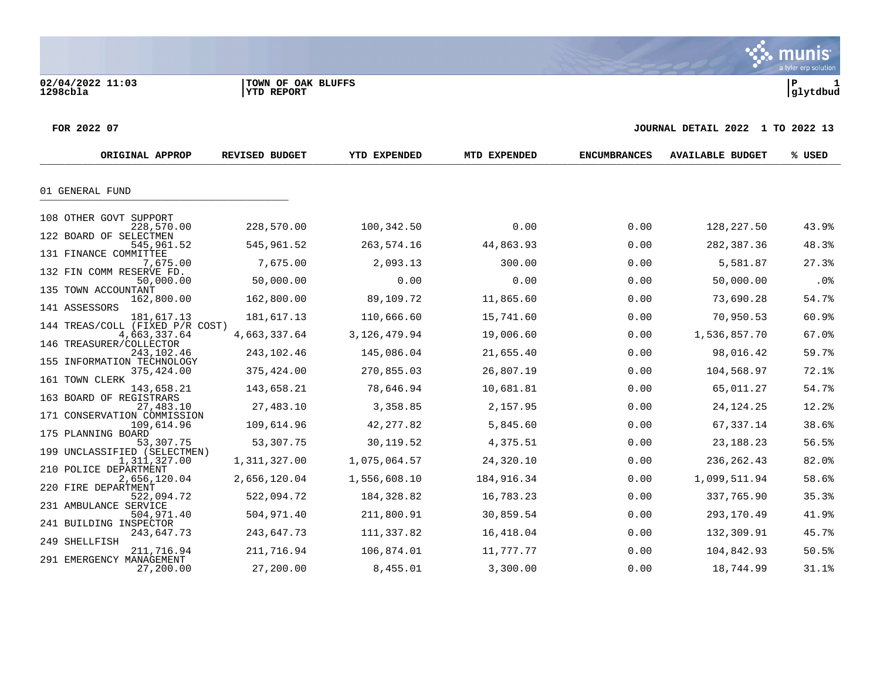02/04/2022 11:03 | TOWN OF OAK BLUFFS | P 1
1298cbla | YTD REPORT | glytdbud

FOR 2022 07 — JOURNAL DETAIL 2022 1 TO 2022 13

## 01 GENERAL FUND

| | ORIGINAL APPROP | REVISED BUDGET | YTD EXPENDED | MTD EXPENDED | ENCUMBRANCES | AVAILABLE BUDGET | % USED |
|---|---|---|---|---|---|---|---|
| 108 OTHER GOVT SUPPORT | 228,570.00 | 228,570.00 | 100,342.50 | 0.00 | 0.00 | 128,227.50 | 43.9% |
| 122 BOARD OF SELECTMEN | 545,961.52 | 545,961.52 | 263,574.16 | 44,863.93 | 0.00 | 282,387.36 | 48.3% |
| 131 FINANCE COMMITTEE | 7,675.00 | 7,675.00 | 2,093.13 | 300.00 | 0.00 | 5,581.87 | 27.3% |
| 132 FIN COMM RESERVE FD. | 50,000.00 | 50,000.00 | 0.00 | 0.00 | 0.00 | 50,000.00 | .0% |
| 135 TOWN ACCOUNTANT | 162,800.00 | 162,800.00 | 89,109.72 | 11,865.60 | 0.00 | 73,690.28 | 54.7% |
| 141 ASSESSORS | 181,617.13 | 181,617.13 | 110,666.60 | 15,741.60 | 0.00 | 70,950.53 | 60.9% |
| 144 TREAS/COLL (FIXED P/R COST) | 4,663,337.64 | 4,663,337.64 | 3,126,479.94 | 19,006.60 | 0.00 | 1,536,857.70 | 67.0% |
| 146 TREASURER/COLLECTOR | 243,102.46 | 243,102.46 | 145,086.04 | 21,655.40 | 0.00 | 98,016.42 | 59.7% |
| 155 INFORMATION TECHNOLOGY | 375,424.00 | 375,424.00 | 270,855.03 | 26,807.19 | 0.00 | 104,568.97 | 72.1% |
| 161 TOWN CLERK | 143,658.21 | 143,658.21 | 78,646.94 | 10,681.81 | 0.00 | 65,011.27 | 54.7% |
| 163 BOARD OF REGISTRARS | 27,483.10 | 27,483.10 | 3,358.85 | 2,157.95 | 0.00 | 24,124.25 | 12.2% |
| 171 CONSERVATION COMMISSION | 109,614.96 | 109,614.96 | 42,277.82 | 5,845.60 | 0.00 | 67,337.14 | 38.6% |
| 175 PLANNING BOARD | 53,307.75 | 53,307.75 | 30,119.52 | 4,375.51 | 0.00 | 23,188.23 | 56.5% |
| 199 UNCLASSIFIED (SELECTMEN) | 1,311,327.00 | 1,311,327.00 | 1,075,064.57 | 24,320.10 | 0.00 | 236,262.43 | 82.0% |
| 210 POLICE DEPARTMENT | 2,656,120.04 | 2,656,120.04 | 1,556,608.10 | 184,916.34 | 0.00 | 1,099,511.94 | 58.6% |
| 220 FIRE DEPARTMENT | 522,094.72 | 522,094.72 | 184,328.82 | 16,783.23 | 0.00 | 337,765.90 | 35.3% |
| 231 AMBULANCE SERVICE | 504,971.40 | 504,971.40 | 211,800.91 | 30,859.54 | 0.00 | 293,170.49 | 41.9% |
| 241 BUILDING INSPECTOR | 243,647.73 | 243,647.73 | 111,337.82 | 16,418.04 | 0.00 | 132,309.91 | 45.7% |
| 249 SHELLFISH | 211,716.94 | 211,716.94 | 106,874.01 | 11,777.77 | 0.00 | 104,842.93 | 50.5% |
| 291 EMERGENCY MANAGEMENT | 27,200.00 | 27,200.00 | 8,455.01 | 3,300.00 | 0.00 | 18,744.99 | 31.1% |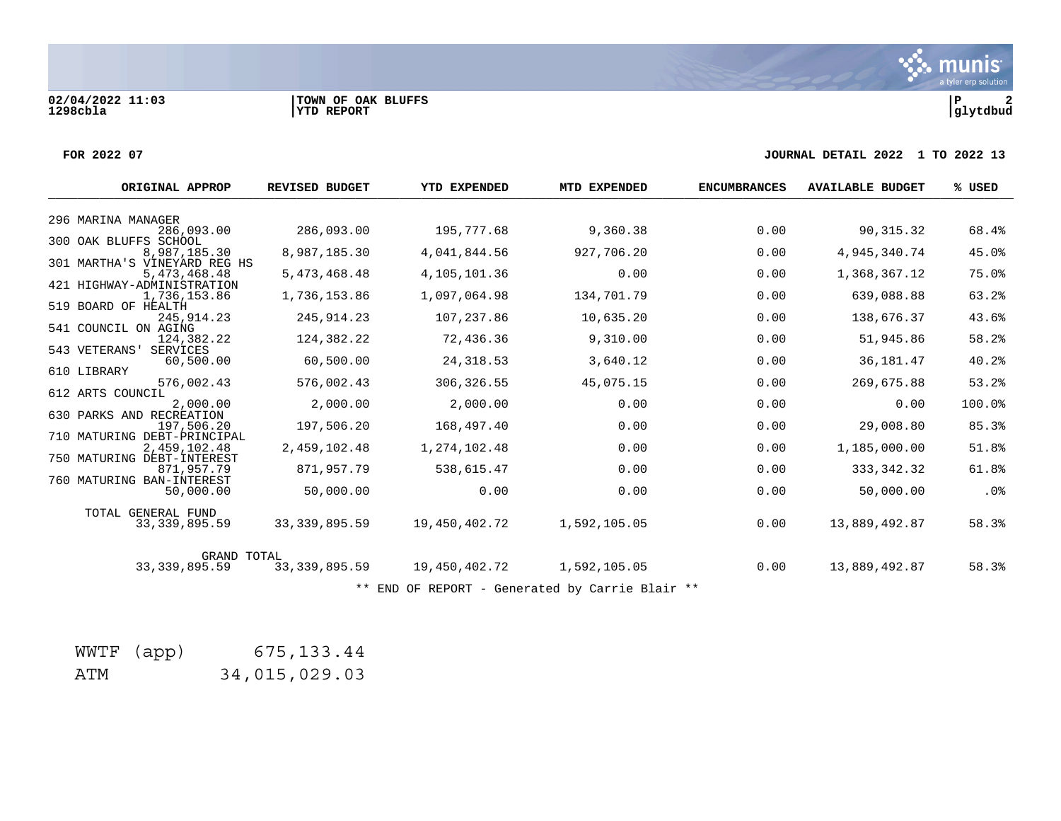02/04/2022 11:03 | TOWN OF OAK BLUFFS | P 2
1298cbla | YTD REPORT | glytdbud

FOR 2022 07 — JOURNAL DETAIL 2022 1 TO 2022 13

| | ORIGINAL APPROP | REVISED BUDGET | YTD EXPENDED | MTD EXPENDED | ENCUMBRANCES | AVAILABLE BUDGET | % USED |
|---|---|---|---|---|---|---|---|
| 296 MARINA MANAGER | 286,093.00 | 286,093.00 | 195,777.68 | 9,360.38 | 0.00 | 90,315.32 | 68.4% |
| 300 OAK BLUFFS SCHOOL | 8,987,185.30 | 8,987,185.30 | 4,041,844.56 | 927,706.20 | 0.00 | 4,945,340.74 | 45.0% |
| 301 MARTHA'S VINEYARD REG HS | 5,473,468.48 | 5,473,468.48 | 4,105,101.36 | 0.00 | 0.00 | 1,368,367.12 | 75.0% |
| 421 HIGHWAY-ADMINISTRATION | 1,736,153.86 | 1,736,153.86 | 1,097,064.98 | 134,701.79 | 0.00 | 639,088.88 | 63.2% |
| 519 BOARD OF HEALTH | 245,914.23 | 245,914.23 | 107,237.86 | 10,635.20 | 0.00 | 138,676.37 | 43.6% |
| 541 COUNCIL ON AGING | 124,382.22 | 124,382.22 | 72,436.36 | 9,310.00 | 0.00 | 51,945.86 | 58.2% |
| 543 VETERANS' SERVICES | 60,500.00 | 60,500.00 | 24,318.53 | 3,640.12 | 0.00 | 36,181.47 | 40.2% |
| 610 LIBRARY | 576,002.43 | 576,002.43 | 306,326.55 | 45,075.15 | 0.00 | 269,675.88 | 53.2% |
| 612 ARTS COUNCIL | 2,000.00 | 2,000.00 | 2,000.00 | 0.00 | 0.00 | 0.00 | 100.0% |
| 630 PARKS AND RECREATION | 197,506.20 | 197,506.20 | 168,497.40 | 0.00 | 0.00 | 29,008.80 | 85.3% |
| 710 MATURING DEBT-PRINCIPAL | 2,459,102.48 | 2,459,102.48 | 1,274,102.48 | 0.00 | 0.00 | 1,185,000.00 | 51.8% |
| 750 MATURING DEBT-INTEREST | 871,957.79 | 871,957.79 | 538,615.47 | 0.00 | 0.00 | 333,342.32 | 61.8% |
| 760 MATURING BAN-INTEREST | 50,000.00 | 50,000.00 | 0.00 | 0.00 | 0.00 | 50,000.00 | .0% |
| TOTAL GENERAL FUND | 33,339,895.59 | 33,339,895.59 | 19,450,402.72 | 1,592,105.05 | 0.00 | 13,889,492.87 | 58.3% |
| GRAND TOTAL | 33,339,895.59 | 33,339,895.59 | 19,450,402.72 | 1,592,105.05 | 0.00 | 13,889,492.87 | 58.3% |

** END OF REPORT - Generated by Carrie Blair **

| | |
|---|---|
| WWTF (app) | 675,133.44 |
| ATM | 34,015,029.03 |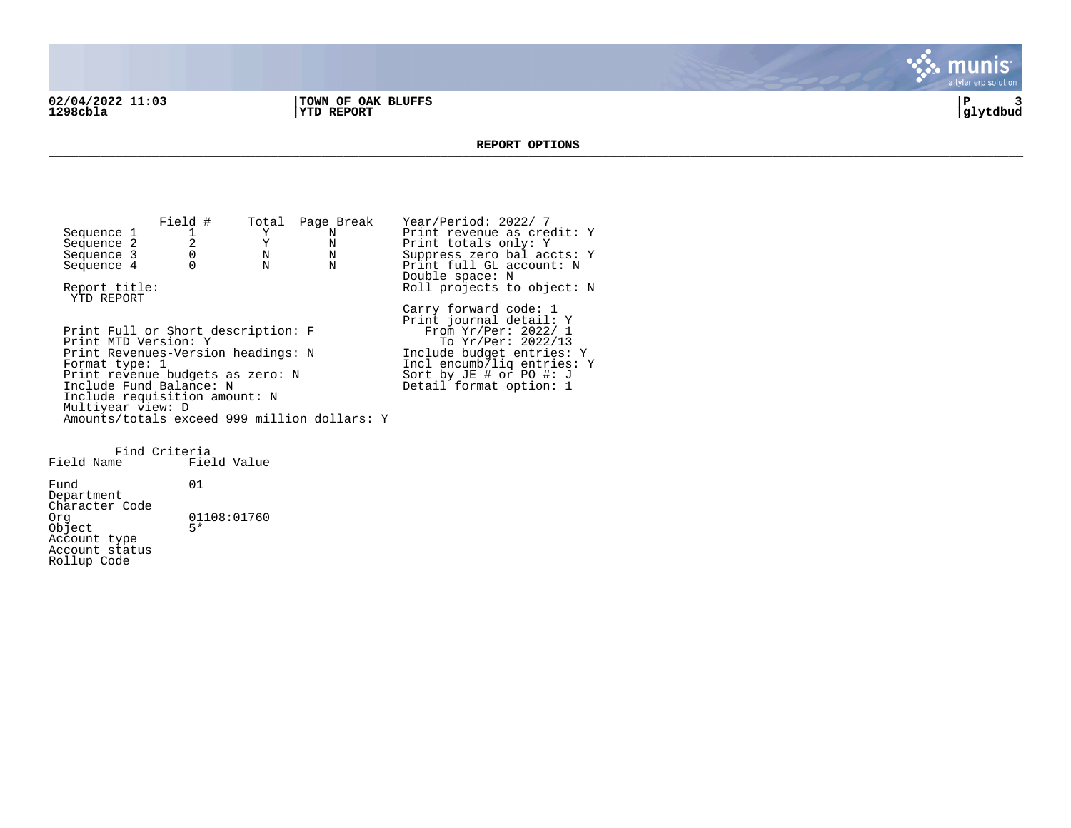02/04/2022 11:03
1298cbla

TOWN OF OAK BLUFFS
YTD REPORT

glytdbud

## REPORT OPTIONS

| | Field # | Total | Page Break |
|---|---|---|---|
| Sequence 1 | 1 | Y | N |
| Sequence 2 | 2 | Y | N |
| Sequence 3 | 0 | N | N |
| Sequence 4 | 0 | N | N |

Report title:
YTD REPORT

Print Full or Short description: F
Print MTD Version: Y
Print Revenues-Version headings: N
Format type: 1
Print revenue budgets as zero: N
Include Fund Balance: N
Include requisition amount: N
Multiyear view: D
Amounts/totals exceed 999 million dollars: Y

Year/Period: 2022/ 7
Print revenue as credit: Y
Print totals only: Y
Suppress zero bal accts: Y
Print full GL account: N
Double space: N
Roll projects to object: N

Carry forward code: 1
Print journal detail: Y
From Yr/Per: 2022/ 1
To Yr/Per: 2022/13
Include budget entries: Y
Incl encumb/liq entries: Y
Sort by JE # or PO #: J
Detail format option: 1

Find Criteria

| Field Name | Field Value |
|---|---|
| Fund | 01 |
| Department | |
| Character Code | |
| Org | 01108:01760 |
| Object | 5* |
| Account type | |
| Account status | |
| Rollup Code | |